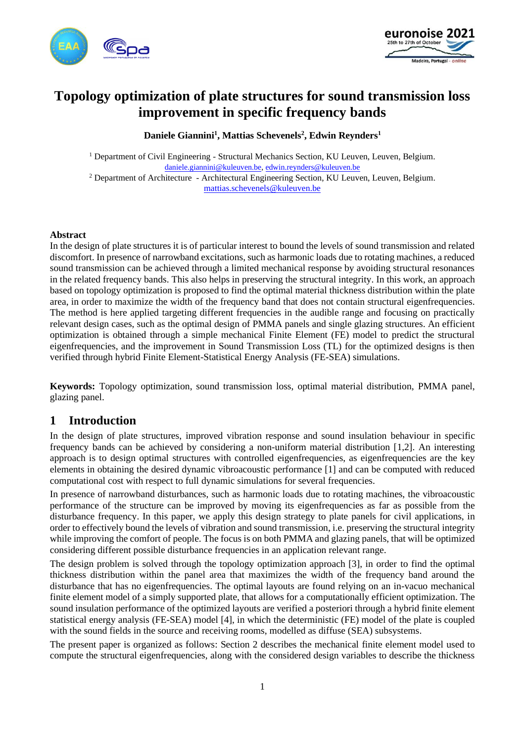# Topology optimization of plate structures for sound transmission loss improvement in specific frequency bands

**Daniele Giannini[1], Mattias Schevenels[2], Edwin Reynders[1]**

[1] Department of Civil Engineering - Structural Mechanics Section, KU Leuven, Leuven, Belgium.
daniele.giannini@kuleuven.be, edwin.reynders@kuleuven.be

[2] Department of Architecture - Architectural Engineering Section, KU Leuven, Leuven, Belgium.
mattias.schevenels@kuleuven.be

**Abstract**

In the design of plate structures it is of particular interest to bound the levels of sound transmission and related discomfort. In presence of narrowband excitations, such as harmonic loads due to rotating machines, a reduced sound transmission can be achieved through a limited mechanical response by avoiding structural resonances in the related frequency bands. This also helps in preserving the structural integrity. In this work, an approach based on topology optimization is proposed to find the optimal material thickness distribution within the plate area, in order to maximize the width of the frequency band that does not contain structural eigenfrequencies. The method is here applied targeting different frequencies in the audible range and focusing on practically relevant design cases, such as the optimal design of PMMA panels and single glazing structures. An efficient optimization is obtained through a simple mechanical Finite Element (FE) model to predict the structural eigenfrequencies, and the improvement in Sound Transmission Loss (TL) for the optimized designs is then verified through hybrid Finite Element-Statistical Energy Analysis (FE-SEA) simulations.

**Keywords:** Topology optimization, sound transmission loss, optimal material distribution, PMMA panel, glazing panel.

## 1 Introduction

In the design of plate structures, improved vibration response and sound insulation behaviour in specific frequency bands can be achieved by considering a non-uniform material distribution [1,2]. An interesting approach is to design optimal structures with controlled eigenfrequencies, as eigenfrequencies are the key elements in obtaining the desired dynamic vibroacoustic performance [1] and can be computed with reduced computational cost with respect to full dynamic simulations for several frequencies.

In presence of narrowband disturbances, such as harmonic loads due to rotating machines, the vibroacoustic performance of the structure can be improved by moving its eigenfrequencies as far as possible from the disturbance frequency. In this paper, we apply this design strategy to plate panels for civil applications, in order to effectively bound the levels of vibration and sound transmission, i.e. preserving the structural integrity while improving the comfort of people. The focus is on both PMMA and glazing panels, that will be optimized considering different possible disturbance frequencies in an application relevant range.

The design problem is solved through the topology optimization approach [3], in order to find the optimal thickness distribution within the panel area that maximizes the width of the frequency band around the disturbance that has no eigenfrequencies. The optimal layouts are found relying on an in-vacuo mechanical finite element model of a simply supported plate, that allows for a computationally efficient optimization. The sound insulation performance of the optimized layouts are verified a posteriori through a hybrid finite element statistical energy analysis (FE-SEA) model [4], in which the deterministic (FE) model of the plate is coupled with the sound fields in the source and receiving rooms, modelled as diffuse (SEA) subsystems.

The present paper is organized as follows: Section 2 describes the mechanical finite element model used to compute the structural eigenfrequencies, along with the considered design variables to describe the thickness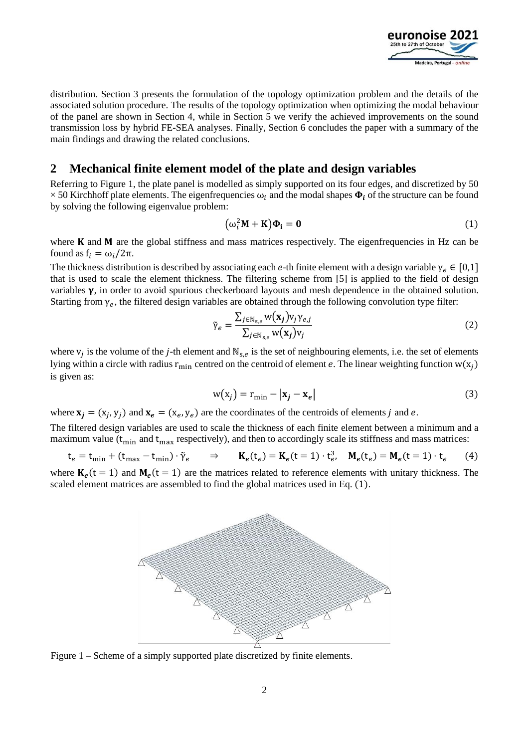distribution. Section 3 presents the formulation of the topology optimization problem and the details of the associated solution procedure. The results of the topology optimization when optimizing the modal behaviour of the panel are shown in Section 4, while in Section 5 we verify the achieved improvements on the sound transmission loss by hybrid FE-SEA analyses. Finally, Section 6 concludes the paper with a summary of the main findings and drawing the related conclusions.

## 2 Mechanical finite element model of the plate and design variables

Referring to Figure 1, the plate panel is modelled as simply supported on its four edges, and discretized by 50 × 50 Kirchhoff plate elements. The eigenfrequencies $\omega_i$ and the modal shapes $\boldsymbol{\Phi}_i$ of the structure can be found by solving the following eigenvalue problem:

$$\left(\omega_i^2 \mathbf{M} + \mathbf{K}\right)\boldsymbol{\Phi}_\mathbf{i} = \mathbf{0} \tag{1}$$

where $\mathbf{K}$ and $\mathbf{M}$ are the global stiffness and mass matrices respectively. The eigenfrequencies in Hz can be found as $f_i = \omega_i / 2\pi$.

The thickness distribution is described by associating each $e$-th finite element with a design variable $\gamma_e \in [0,1]$ that is used to scale the element thickness. The filtering scheme from [5] is applied to the field of design variables $\boldsymbol{\gamma}$, in order to avoid spurious checkerboard layouts and mesh dependence in the obtained solution. Starting from $\gamma_e$, the filtered design variables are obtained through the following convolution type filter:

$$\tilde{\gamma}_e = \frac{\sum_{j \in \mathbb{N}_{s,e}} w(\mathbf{x}_j) v_j \gamma_{e,j}}{\sum_{j \in \mathbb{N}_{s,e}} w(\mathbf{x}_j) v_j} \tag{2}$$

where $v_j$ is the volume of the $j$-th element and $\mathbb{N}_{s,e}$ is the set of neighbouring elements, i.e. the set of elements lying within a circle with radius $r_{\min}$ centred on the centroid of element $e$. The linear weighting function $w(x_j)$ is given as:

$$w(x_j) = r_{\min} - \left|\mathbf{x}_j - \mathbf{x}_e\right| \tag{3}$$

where $\mathbf{x}_j = (x_j, y_j)$ and $\mathbf{x}_e = (x_e, y_e)$ are the coordinates of the centroids of elements $j$ and $e$.

The filtered design variables are used to scale the thickness of each finite element between a minimum and a maximum value ($t_{\min}$ and $t_{\max}$ respectively), and then to accordingly scale its stiffness and mass matrices:

$$t_e = t_{\min} + (t_{\max} - t_{\min}) \cdot \tilde{\gamma}_e \quad \Rightarrow \quad \mathbf{K}_e(t_e) = \mathbf{K}_e(t = 1) \cdot t_e^3, \quad \mathbf{M}_e(t_e) = \mathbf{M}_e(t = 1) \cdot t_e \tag{4}$$

where $\mathbf{K}_e(t = 1)$ and $\mathbf{M}_e(t = 1)$ are the matrices related to reference elements with unitary thickness. The scaled element matrices are assembled to find the global matrices used in Eq. (1).

Figure 1 – Scheme of a simply supported plate discretized by finite elements.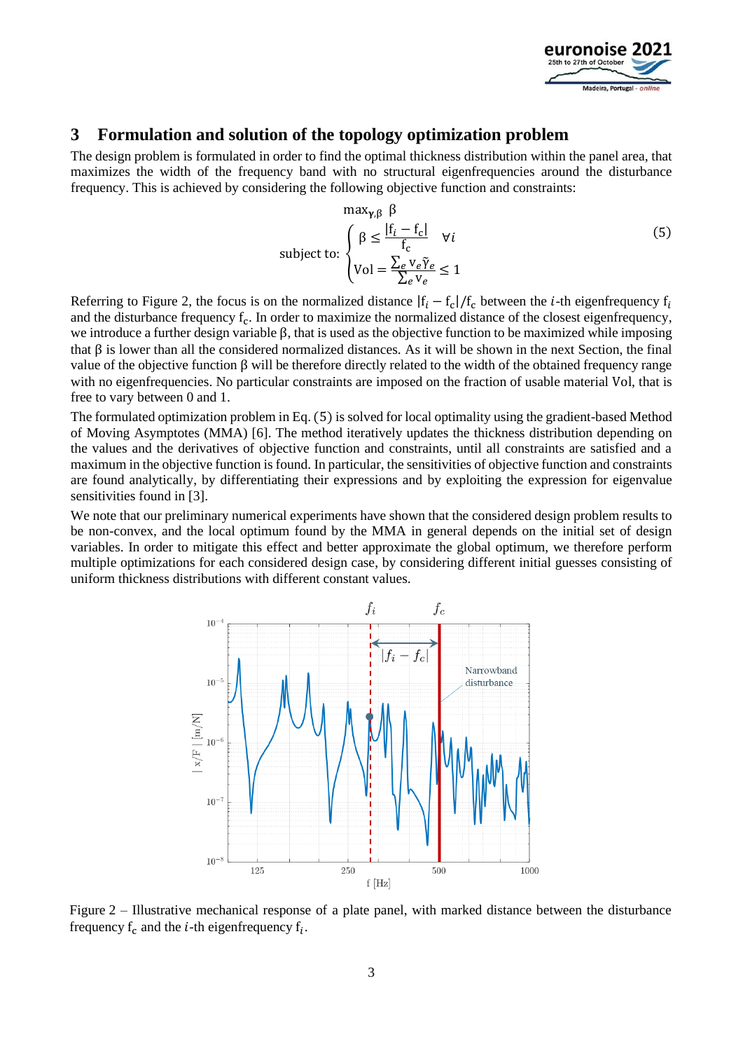## 3 Formulation and solution of the topology optimization problem

The design problem is formulated in order to find the optimal thickness distribution within the panel area, that maximizes the width of the frequency band with no structural eigenfrequencies around the disturbance frequency. This is achieved by considering the following objective function and constraints:

$$\max_{\boldsymbol{\gamma},\beta} \ \beta$$

$$\text{subject to:} \begin{cases} \beta \leq \dfrac{|\mathrm{f}_i - \mathrm{f_c}|}{\mathrm{f_c}} & \forall i \\ \mathrm{Vol} = \dfrac{\sum_e \mathrm{v}_e \tilde{\gamma}_e}{\sum_e \mathrm{v}_e} \leq 1 \end{cases} \tag{5}$$

Referring to Figure 2, the focus is on the normalized distance $|\mathrm{f}_i - \mathrm{f_c}|/\mathrm{f_c}$ between the $i$-th eigenfrequency $\mathrm{f}_i$ and the disturbance frequency $\mathrm{f_c}$. In order to maximize the normalized distance of the closest eigenfrequency, we introduce a further design variable $\beta$, that is used as the objective function to be maximized while imposing that $\beta$ is lower than all the considered normalized distances. As it will be shown in the next Section, the final value of the objective function $\beta$ will be therefore directly related to the width of the obtained frequency range with no eigenfrequencies. No particular constraints are imposed on the fraction of usable material Vol, that is free to vary between 0 and 1.

The formulated optimization problem in Eq. (5) is solved for local optimality using the gradient-based Method of Moving Asymptotes (MMA) [6]. The method iteratively updates the thickness distribution depending on the values and the derivatives of objective function and constraints, until all constraints are satisfied and a maximum in the objective function is found. In particular, the sensitivities of objective function and constraints are found analytically, by differentiating their expressions and by exploiting the expression for eigenvalue sensitivities found in [3].

We note that our preliminary numerical experiments have shown that the considered design problem results to be non-convex, and the local optimum found by the MMA in general depends on the initial set of design variables. In order to mitigate this effect and better approximate the global optimum, we therefore perform multiple optimizations for each considered design case, by considering different initial guesses consisting of uniform thickness distributions with different constant values.

Figure 2 – Illustrative mechanical response of a plate panel, with marked distance between the disturbance frequency $\mathrm{f_c}$ and the $i$-th eigenfrequency $\mathrm{f}_i$.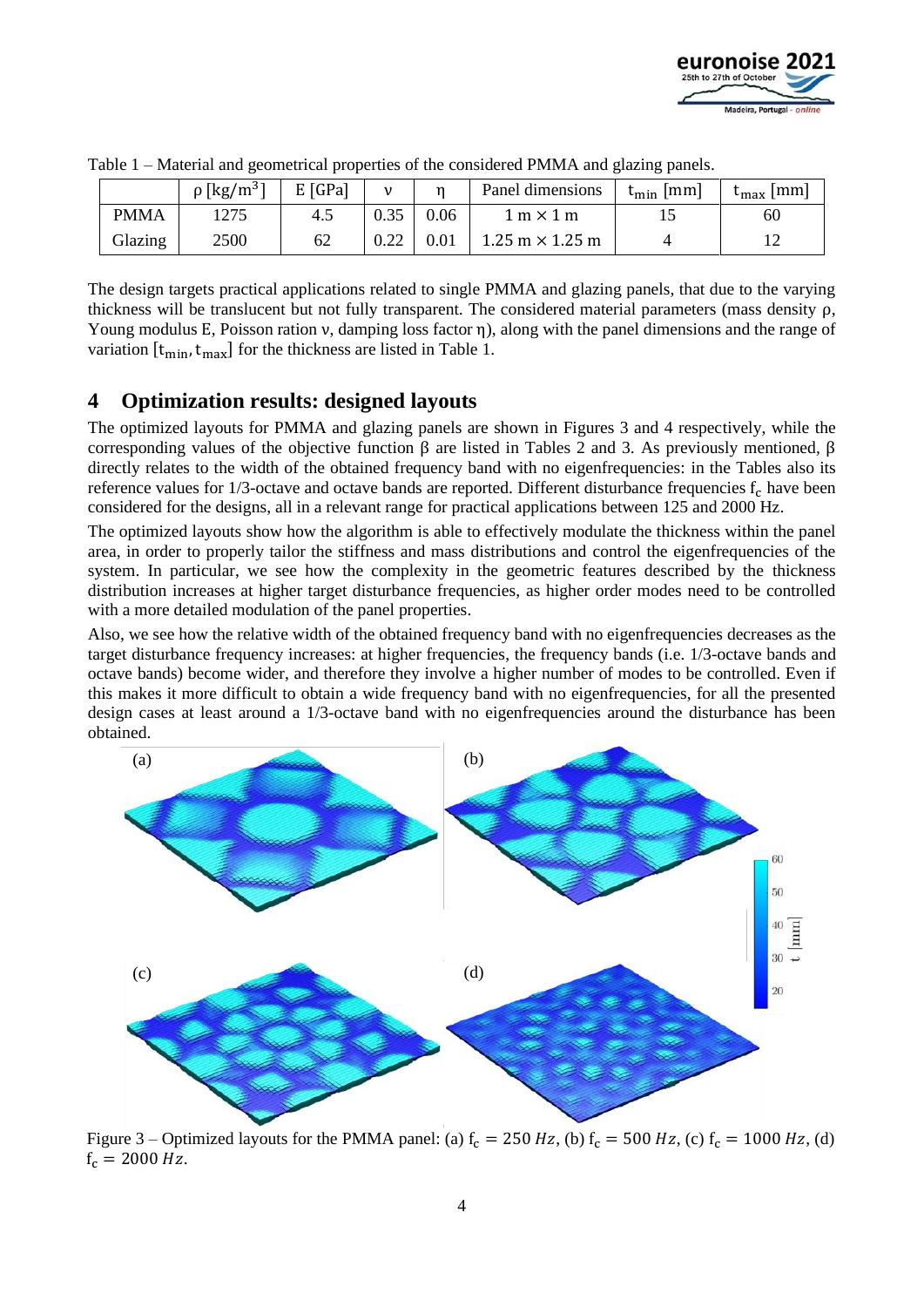Table 1 – Material and geometrical properties of the considered PMMA and glazing panels.

|  | $\rho$ [kg/m$^3$] | E [GPa] | $\nu$ | $\eta$ | Panel dimensions | $t_{min}$ [mm] | $t_{max}$ [mm] |
|---|---|---|---|---|---|---|---|
| PMMA | 1275 | 4.5 | 0.35 | 0.06 | 1 m × 1 m | 15 | 60 |
| Glazing | 2500 | 62 | 0.22 | 0.01 | 1.25 m × 1.25 m | 4 | 12 |

The design targets practical applications related to single PMMA and glazing panels, that due to the varying thickness will be translucent but not fully transparent. The considered material parameters (mass density $\rho$, Young modulus E, Poisson ration $\nu$, damping loss factor $\eta$), along with the panel dimensions and the range of variation $[t_{min}, t_{max}]$ for the thickness are listed in Table 1.

## 4 Optimization results: designed layouts

The optimized layouts for PMMA and glazing panels are shown in Figures 3 and 4 respectively, while the corresponding values of the objective function $\beta$ are listed in Tables 2 and 3. As previously mentioned, $\beta$ directly relates to the width of the obtained frequency band with no eigenfrequencies: in the Tables also its reference values for 1/3-octave and octave bands are reported. Different disturbance frequencies $f_c$ have been considered for the designs, all in a relevant range for practical applications between 125 and 2000 Hz.

The optimized layouts show how the algorithm is able to effectively modulate the thickness within the panel area, in order to properly tailor the stiffness and mass distributions and control the eigenfrequencies of the system. In particular, we see how the complexity in the geometric features described by the thickness distribution increases at higher target disturbance frequencies, as higher order modes need to be controlled with a more detailed modulation of the panel properties.

Also, we see how the relative width of the obtained frequency band with no eigenfrequencies decreases as the target disturbance frequency increases: at higher frequencies, the frequency bands (i.e. 1/3-octave bands and octave bands) become wider, and therefore they involve a higher number of modes to be controlled. Even if this makes it more difficult to obtain a wide frequency band with no eigenfrequencies, for all the presented design cases at least around a 1/3-octave band with no eigenfrequencies around the disturbance has been obtained.

Figure 3 – Optimized layouts for the PMMA panel: (a) $f_c = 250\ Hz$, (b) $f_c = 500\ Hz$, (c) $f_c = 1000\ Hz$, (d) $f_c = 2000\ Hz$.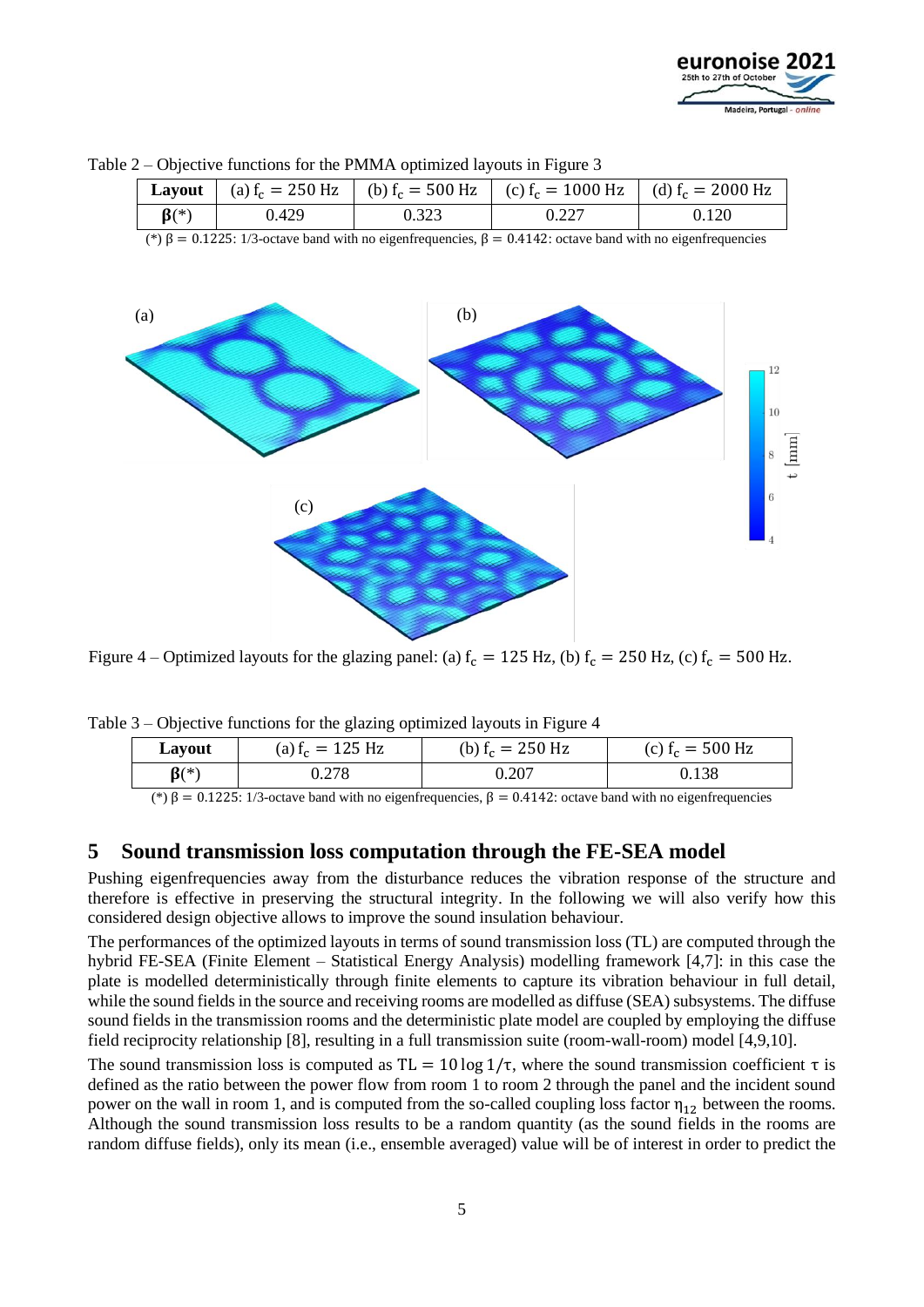Table 2 – Objective functions for the PMMA optimized layouts in Figure 3

| **Layout** | (a) $f_c = 250$ Hz | (b) $f_c = 500$ Hz | (c) $f_c = 1000$ Hz | (d) $f_c = 2000$ Hz |
|---|---|---|---|---|
| $\boldsymbol{\beta}$(*) | 0.429 | 0.323 | 0.227 | 0.120 |

(*) $\beta = 0.1225$: 1/3-octave band with no eigenfrequencies, $\beta = 0.4142$: octave band with no eigenfrequencies

Figure 4 – Optimized layouts for the glazing panel: (a) $f_c = 125$ Hz, (b) $f_c = 250$ Hz, (c) $f_c = 500$ Hz.

Table 3 – Objective functions for the glazing optimized layouts in Figure 4

| **Layout** | (a) $f_c = 125$ Hz | (b) $f_c = 250$ Hz | (c) $f_c = 500$ Hz |
|---|---|---|---|
| $\boldsymbol{\beta}$(*) | 0.278 | 0.207 | 0.138 |

(*) $\beta = 0.1225$: 1/3-octave band with no eigenfrequencies, $\beta = 0.4142$: octave band with no eigenfrequencies

## 5 Sound transmission loss computation through the FE-SEA model

Pushing eigenfrequencies away from the disturbance reduces the vibration response of the structure and therefore is effective in preserving the structural integrity. In the following we will also verify how this considered design objective allows to improve the sound insulation behaviour.

The performances of the optimized layouts in terms of sound transmission loss (TL) are computed through the hybrid FE-SEA (Finite Element – Statistical Energy Analysis) modelling framework [4,7]: in this case the plate is modelled deterministically through finite elements to capture its vibration behaviour in full detail, while the sound fields in the source and receiving rooms are modelled as diffuse (SEA) subsystems. The diffuse sound fields in the transmission rooms and the deterministic plate model are coupled by employing the diffuse field reciprocity relationship [8], resulting in a full transmission suite (room-wall-room) model [4,9,10].

The sound transmission loss is computed as $\mathrm{TL} = 10 \log 1/\tau$, where the sound transmission coefficient $\tau$ is defined as the ratio between the power flow from room 1 to room 2 through the panel and the incident sound power on the wall in room 1, and is computed from the so-called coupling loss factor $\eta_{12}$ between the rooms. Although the sound transmission loss results to be a random quantity (as the sound fields in the rooms are random diffuse fields), only its mean (i.e., ensemble averaged) value will be of interest in order to predict the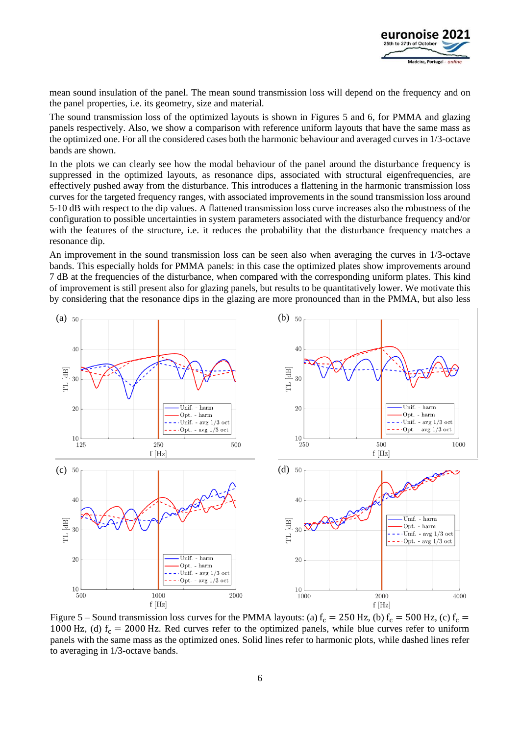mean sound insulation of the panel. The mean sound transmission loss will depend on the frequency and on the panel properties, i.e. its geometry, size and material.

The sound transmission loss of the optimized layouts is shown in Figures 5 and 6, for PMMA and glazing panels respectively. Also, we show a comparison with reference uniform layouts that have the same mass as the optimized one. For all the considered cases both the harmonic behaviour and averaged curves in 1/3-octave bands are shown.

In the plots we can clearly see how the modal behaviour of the panel around the disturbance frequency is suppressed in the optimized layouts, as resonance dips, associated with structural eigenfrequencies, are effectively pushed away from the disturbance. This introduces a flattening in the harmonic transmission loss curves for the targeted frequency ranges, with associated improvements in the sound transmission loss around 5-10 dB with respect to the dip values. A flattened transmission loss curve increases also the robustness of the configuration to possible uncertainties in system parameters associated with the disturbance frequency and/or with the features of the structure, i.e. it reduces the probability that the disturbance frequency matches a resonance dip.

An improvement in the sound transmission loss can be seen also when averaging the curves in 1/3-octave bands. This especially holds for PMMA panels: in this case the optimized plates show improvements around 7 dB at the frequencies of the disturbance, when compared with the corresponding uniform plates. This kind of improvement is still present also for glazing panels, but results to be quantitatively lower. We motivate this by considering that the resonance dips in the glazing are more pronounced than in the PMMA, but also less

Figure 5 – Sound transmission loss curves for the PMMA layouts: (a) $f_c = 250$ Hz, (b) $f_c = 500$ Hz, (c) $f_c = 1000$ Hz, (d) $f_c = 2000$ Hz. Red curves refer to the optimized panels, while blue curves refer to uniform panels with the same mass as the optimized ones. Solid lines refer to harmonic plots, while dashed lines refer to averaging in 1/3-octave bands.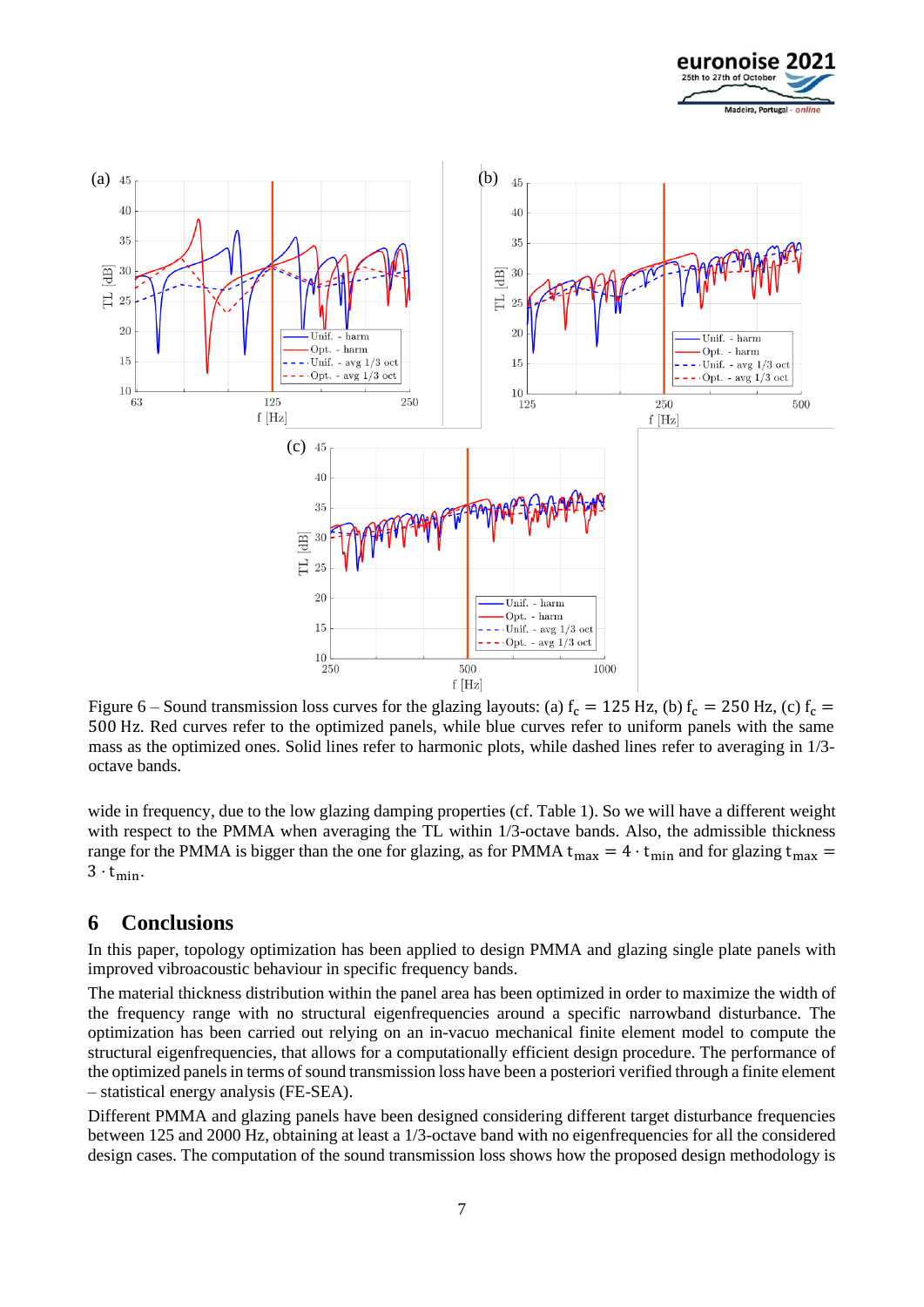Figure 6 – Sound transmission loss curves for the glazing layouts: (a) $f_c = 125$ Hz, (b) $f_c = 250$ Hz, (c) $f_c = 500$ Hz. Red curves refer to the optimized panels, while blue curves refer to uniform panels with the same mass as the optimized ones. Solid lines refer to harmonic plots, while dashed lines refer to averaging in 1/3-octave bands.

wide in frequency, due to the low glazing damping properties (cf. Table 1). So we will have a different weight with respect to the PMMA when averaging the TL within 1/3-octave bands. Also, the admissible thickness range for the PMMA is bigger than the one for glazing, as for PMMA $t_{max} = 4 \cdot t_{min}$ and for glazing $t_{max} = 3 \cdot t_{min}$.

## 6 Conclusions

In this paper, topology optimization has been applied to design PMMA and glazing single plate panels with improved vibroacoustic behaviour in specific frequency bands.

The material thickness distribution within the panel area has been optimized in order to maximize the width of the frequency range with no structural eigenfrequencies around a specific narrowband disturbance. The optimization has been carried out relying on an in-vacuo mechanical finite element model to compute the structural eigenfrequencies, that allows for a computationally efficient design procedure. The performance of the optimized panels in terms of sound transmission loss have been a posteriori verified through a finite element – statistical energy analysis (FE-SEA).

Different PMMA and glazing panels have been designed considering different target disturbance frequencies between 125 and 2000 Hz, obtaining at least a 1/3-octave band with no eigenfrequencies for all the considered design cases. The computation of the sound transmission loss shows how the proposed design methodology is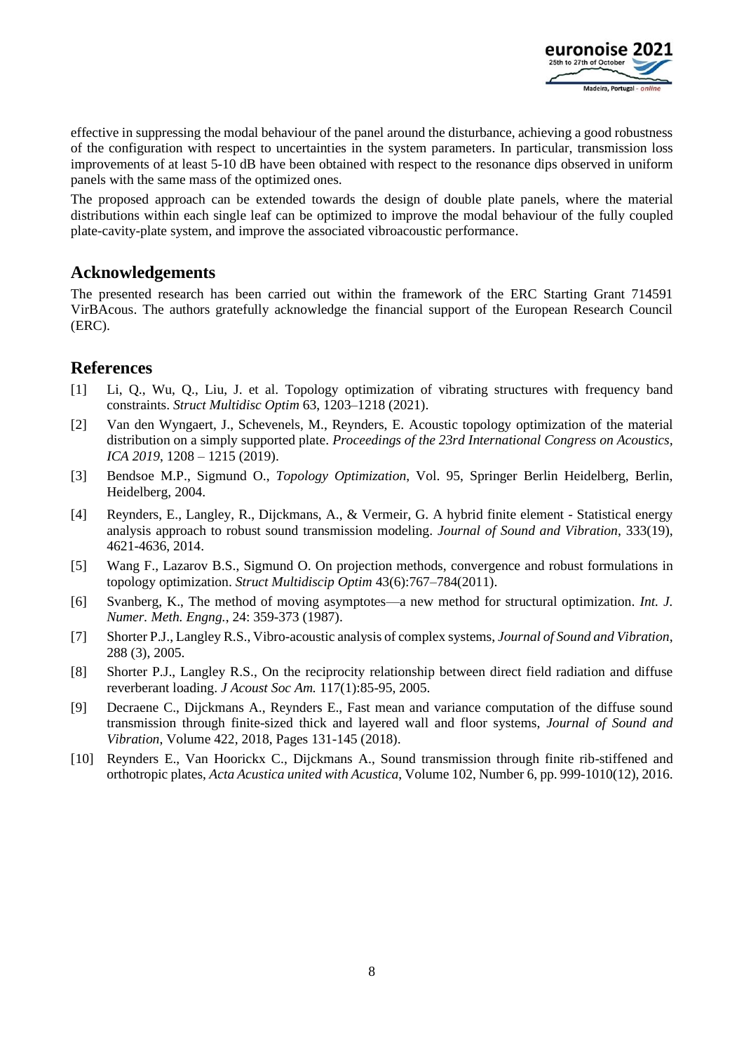effective in suppressing the modal behaviour of the panel around the disturbance, achieving a good robustness of the configuration with respect to uncertainties in the system parameters. In particular, transmission loss improvements of at least 5-10 dB have been obtained with respect to the resonance dips observed in uniform panels with the same mass of the optimized ones.

The proposed approach can be extended towards the design of double plate panels, where the material distributions within each single leaf can be optimized to improve the modal behaviour of the fully coupled plate-cavity-plate system, and improve the associated vibroacoustic performance.

## Acknowledgements

The presented research has been carried out within the framework of the ERC Starting Grant 714591 VirBAcous. The authors gratefully acknowledge the financial support of the European Research Council (ERC).

## References

[1] Li, Q., Wu, Q., Liu, J. et al. Topology optimization of vibrating structures with frequency band constraints. *Struct Multidisc Optim* 63, 1203–1218 (2021).

[2] Van den Wyngaert, J., Schevenels, M., Reynders, E. Acoustic topology optimization of the material distribution on a simply supported plate. *Proceedings of the 23rd International Congress on Acoustics, ICA 2019*, 1208 – 1215 (2019).

[3] Bendsoe M.P., Sigmund O., *Topology Optimization*, Vol. 95, Springer Berlin Heidelberg, Berlin, Heidelberg, 2004.

[4] Reynders, E., Langley, R., Dijckmans, A., & Vermeir, G. A hybrid finite element - Statistical energy analysis approach to robust sound transmission modeling. *Journal of Sound and Vibration*, 333(19), 4621-4636, 2014.

[5] Wang F., Lazarov B.S., Sigmund O. On projection methods, convergence and robust formulations in topology optimization. *Struct Multidiscip Optim* 43(6):767–784(2011).

[6] Svanberg, K., The method of moving asymptotes—a new method for structural optimization. *Int. J. Numer. Meth. Engng.*, 24: 359-373 (1987).

[7] Shorter P.J., Langley R.S., Vibro-acoustic analysis of complex systems, *Journal of Sound and Vibration*, 288 (3), 2005.

[8] Shorter P.J., Langley R.S., On the reciprocity relationship between direct field radiation and diffuse reverberant loading. *J Acoust Soc Am.* 117(1):85-95, 2005.

[9] Decraene C., Dijckmans A., Reynders E., Fast mean and variance computation of the diffuse sound transmission through finite-sized thick and layered wall and floor systems, *Journal of Sound and Vibration*, Volume 422, 2018, Pages 131-145 (2018).

[10] Reynders E., Van Hoorickx C., Dijckmans A., Sound transmission through finite rib-stiffened and orthotropic plates, *Acta Acustica united with Acustica*, Volume 102, Number 6, pp. 999-1010(12), 2016.